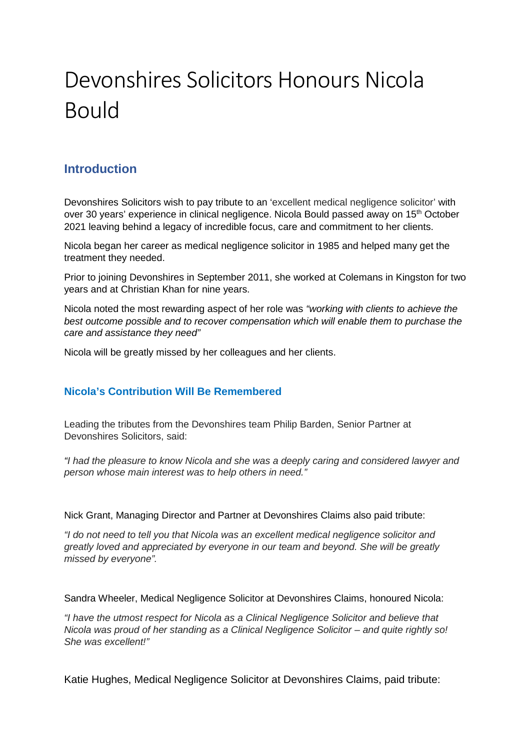# Devonshires Solicitors Honours Nicola Bould

## Introduction

Devonshires Solicitors wish to pay tribute to an 'excellent medical negligence solicitor' with over 30 years' experience in clinical negligence. Nicola Bould passed away on 15th October 2021 leaving behind a legacy of incredible focus, care and commitment to her clients.

Nicola began her career as medical negligence solicitor in 1985 and helped many get the treatment they needed.

Prior to joining Devonshires in September 2011, she worked at Colemans in Kingston for two years and at Christian Khan for nine years.

Nicola noted the most rewarding aspect of her role was *"working with clients to achieve the best outcome possible and to recover compensation which will enable them to purchase the care and assistance they need"*

Nicola will be greatly missed by her colleagues and her clients.

### Nicola's Contribution Will Be Remembered

Leading the tributes from the Devonshires team Philip Barden, Senior Partner at Devonshires Solicitors, said:

*"I had the pleasure to know Nicola and she was a deeply caring and considered lawyer and person whose main interest was to help others in need."*

Nick Grant, Managing Director and Partner at Devonshires Claims also paid tribute:

*"I do not need to tell you that Nicola was an excellent medical negligence solicitor and greatly loved and appreciated by everyone in our team and beyond. She will be greatly missed by everyone".*

Sandra Wheeler, Medical Negligence Solicitor at Devonshires Claims, honoured Nicola:

*"I have the utmost respect for Nicola as a Clinical Negligence Solicitor and believe that Nicola was proud of her standing as a Clinical Negligence Solicitor – and quite rightly so! She was excellent!"*

Katie Hughes, Medical Negligence Solicitor at Devonshires Claims, paid tribute: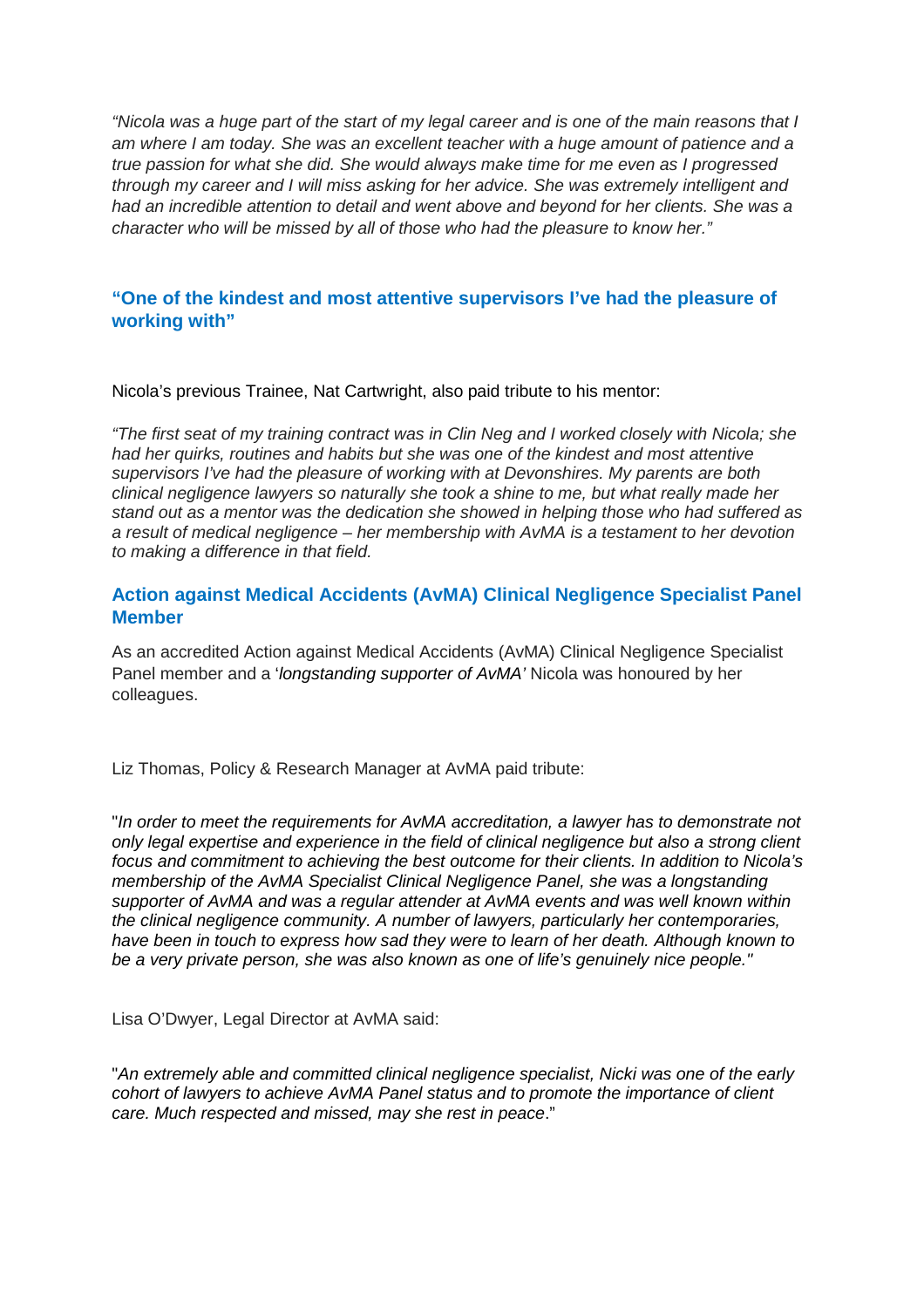*"Nicola was a huge part of the start of my legal career and is one of the main reasons that I am where I am today. She was an excellent teacher with a huge amount of patience and a true passion for what she did. She would always make time for me even as I progressed through my career and I will miss asking for her advice. She was extremely intelligent and had an incredible attention to detail and went above and beyond for her clients. She was a character who will be missed by all of those who had the pleasure to know her."*

## "One of the kindest and most attentive supervisors I've had the pleasure of working with"

Nicola's previous Trainee, Nat Cartwright, also paid tribute to his mentor:

*"The first seat of my training contract was in Clin Neg and I worked closely with Nicola; she had her quirks, routines and habits but she was one of the kindest and most attentive supervisors I've had the pleasure of working with at Devonshires. My parents are both clinical negligence lawyers so naturally she took a shine to me, but what really made her stand out as a mentor was the dedication she showed in helping those who had suffered as a result of medical negligence – her membership with AvMA is a testament to her devotion to making a difference in that field.*

## Action against Medical Accidents (AvMA) Clinical Negligence Specialist Panel Member

As an accredited Action against Medical Accidents (AvMA) Clinical Negligence Specialist Panel member and a '*longstanding supporter of AvMA'* Nicola was honoured by her colleagues.

Liz Thomas, Policy & Research Manager at AvMA paid tribute:

"*In order to meet the requirements for AvMA accreditation, a lawyer has to demonstrate not only legal expertise and experience in the field of clinical negligence but also a strong client focus and commitment to achieving the best outcome for their clients. In addition to Nicola's membership of the AvMA Specialist Clinical Negligence Panel, she was a longstanding supporter of AvMA and was a regular attender at AvMA events and was well known within the clinical negligence community. A number of lawyers, particularly her contemporaries, have been in touch to express how sad they were to learn of her death. Although known to be a very private person, she was also known as one of life's genuinely nice people."*

Lisa O'Dwyer, Legal Director at AvMA said:

"*An extremely able and committed clinical negligence specialist, Nicki was one of the early cohort of lawyers to achieve AvMA Panel status and to promote the importance of client care. Much respected and missed, may she rest in peace*."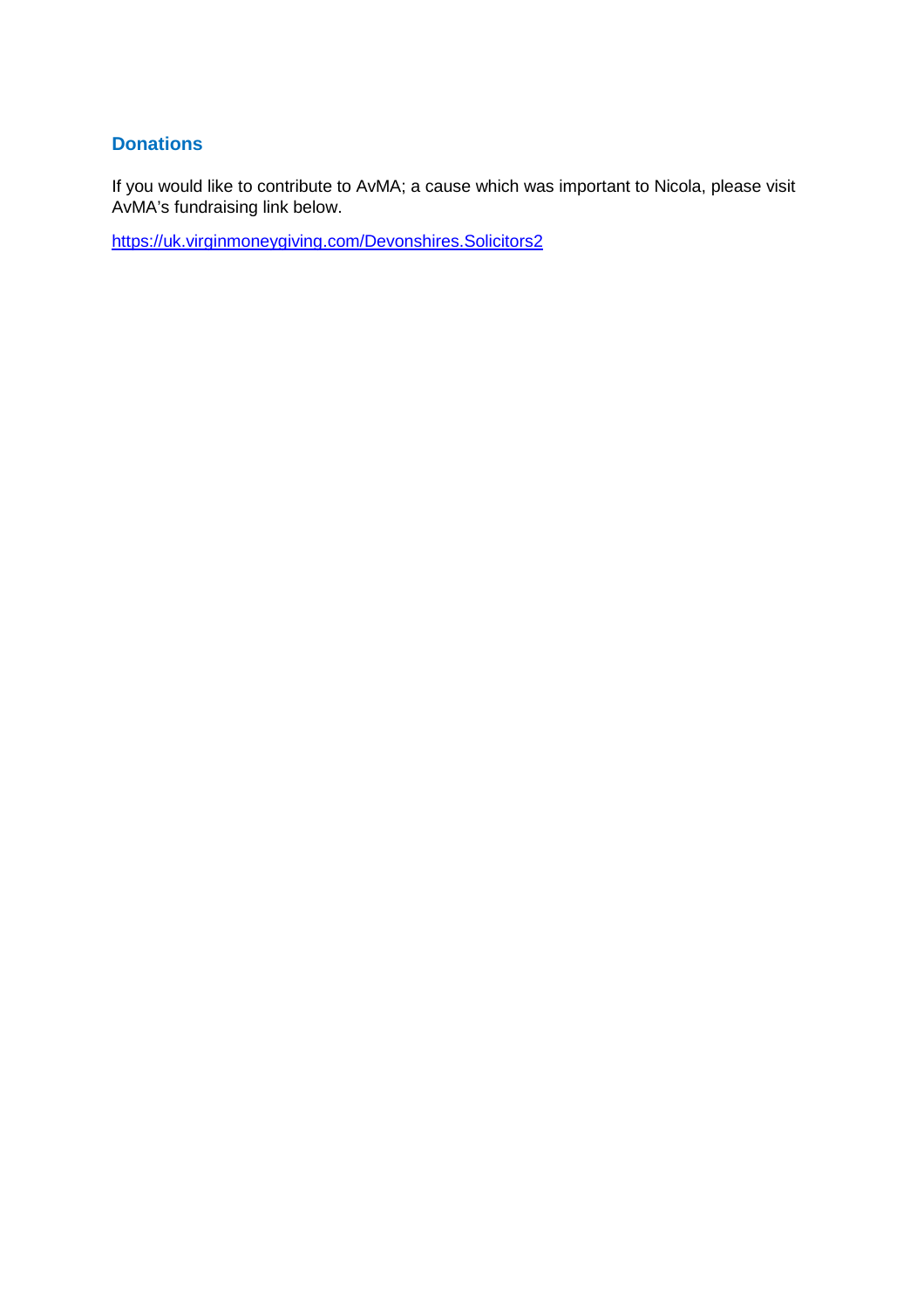## Donations

If you would like to contribute to AvMA; a cause which was important to Nicola, please visit AvMA's fundraising link below.

[https://uk.virginmoneygiving.com/Devonshires.Solicitors2](https://uk.virginmoneygiving.com/Devonshires.Solicitors2)